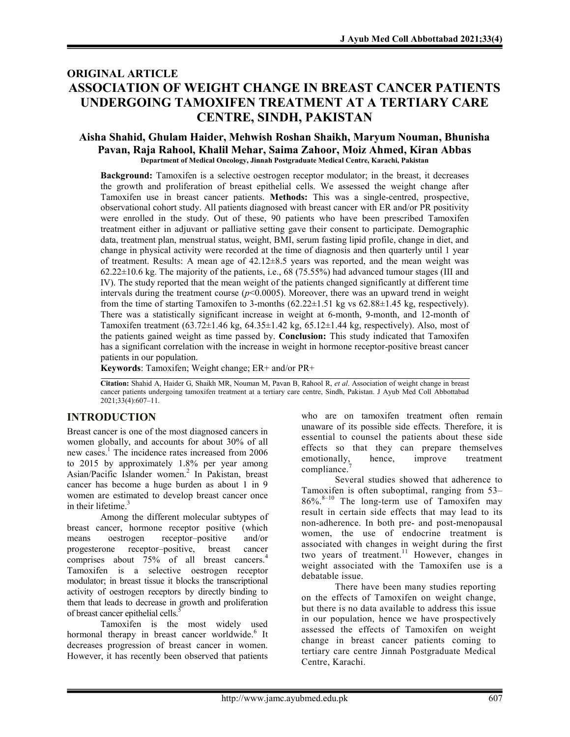**ORIGINAL ARTICLE**

# ASSOCIATION OF WEIGHT CHANGE IN BREAST CANCER PATIENTS UNDERGOING TAMOXIFEN TREATMENT AT A TERTIARY CARE CENTRE, SINDH, PAKISTAN

**Aisha Shahid, Ghulam Haider, Mehwish Roshan Shaikh, Maryum Nouman, Bhunisha Pavan, Raja Rahool, Khalil Mehar, Saima Zahoor, Moiz Ahmed, Kiran Abbas**

**Department of Medical Oncology, Jinnah Postgraduate Medical Centre, Karachi, Pakistan**

**Background:** Tamoxifen is a selective oestrogen receptor modulator; in the breast, it decreases the growth and proliferation of breast epithelial cells. We assessed the weight change after Tamoxifen use in breast cancer patients. **Methods:** This was a single-centred, prospective, observational cohort study. All patients diagnosed with breast cancer with ER and/or PR positivity were enrolled in the study. Out of these, 90 patients who have been prescribed Tamoxifen treatment either in adjuvant or palliative setting gave their consent to participate. Demographic data, treatment plan, menstrual status, weight, BMI, serum fasting lipid profile, change in diet, and change in physical activity were recorded at the time of diagnosis and then quarterly until 1 year of treatment. Results: A mean age of 42.12±8.5 years was reported, and the mean weight was 62.22±10.6 kg. The majority of the patients, i.e., 68 (75.55%) had advanced tumour stages (III and IV). The study reported that the mean weight of the patients changed significantly at different time intervals during the treatment course ($p<0.0005$). Moreover, there was an upward trend in weight from the time of starting Tamoxifen to 3-months (62.22±1.51 kg vs 62.88±1.45 kg, respectively). There was a statistically significant increase in weight at 6-month, 9-month, and 12-month of Tamoxifen treatment (63.72±1.46 kg, 64.35±1.42 kg, 65.12±1.44 kg, respectively). Also, most of the patients gained weight as time passed by. **Conclusion:** This study indicated that Tamoxifen has a significant correlation with the increase in weight in hormone receptor-positive breast cancer patients in our population.

**Keywords**: Tamoxifen; Weight change; ER+ and/or PR+

**Citation:** Shahid A, Haider G, Shaikh MR, Nouman M, Pavan B, Rahool R, *et al*. Association of weight change in breast cancer patients undergoing tamoxifen treatment at a tertiary care centre, Sindh, Pakistan. J Ayub Med Coll Abbottabad 2021;33(4):607–11.

## INTRODUCTION

Breast cancer is one of the most diagnosed cancers in women globally, and accounts for about 30% of all new cases.[1] The incidence rates increased from 2006 to 2015 by approximately 1.8% per year among Asian/Pacific Islander women.[2] In Pakistan, breast cancer has become a huge burden as about 1 in 9 women are estimated to develop breast cancer once in their lifetime.[3]

Among the different molecular subtypes of breast cancer, hormone receptor positive (which means oestrogen receptor–positive and/or progesterone receptor–positive, breast cancer comprises about 75% of all breast cancers.[4] Tamoxifen is a selective oestrogen receptor modulator; in breast tissue it blocks the transcriptional activity of oestrogen receptors by directly binding to them that leads to decrease in growth and proliferation of breast cancer epithelial cells.[5]

Tamoxifen is the most widely used hormonal therapy in breast cancer worldwide.[6] It decreases progression of breast cancer in women. However, it has recently been observed that patients who are on tamoxifen treatment often remain unaware of its possible side effects. Therefore, it is essential to counsel the patients about these side effects so that they can prepare themselves emotionally, hence, improve treatment compliance.[7]

Several studies showed that adherence to Tamoxifen is often suboptimal, ranging from 53–86%.[8–10] The long-term use of Tamoxifen may result in certain side effects that may lead to its non-adherence. In both pre- and post-menopausal women, the use of endocrine treatment is associated with changes in weight during the first two years of treatment.[11] However, changes in weight associated with the Tamoxifen use is a debatable issue.

There have been many studies reporting on the effects of Tamoxifen on weight change, but there is no data available to address this issue in our population, hence we have prospectively assessed the effects of Tamoxifen on weight change in breast cancer patients coming to tertiary care centre Jinnah Postgraduate Medical Centre, Karachi.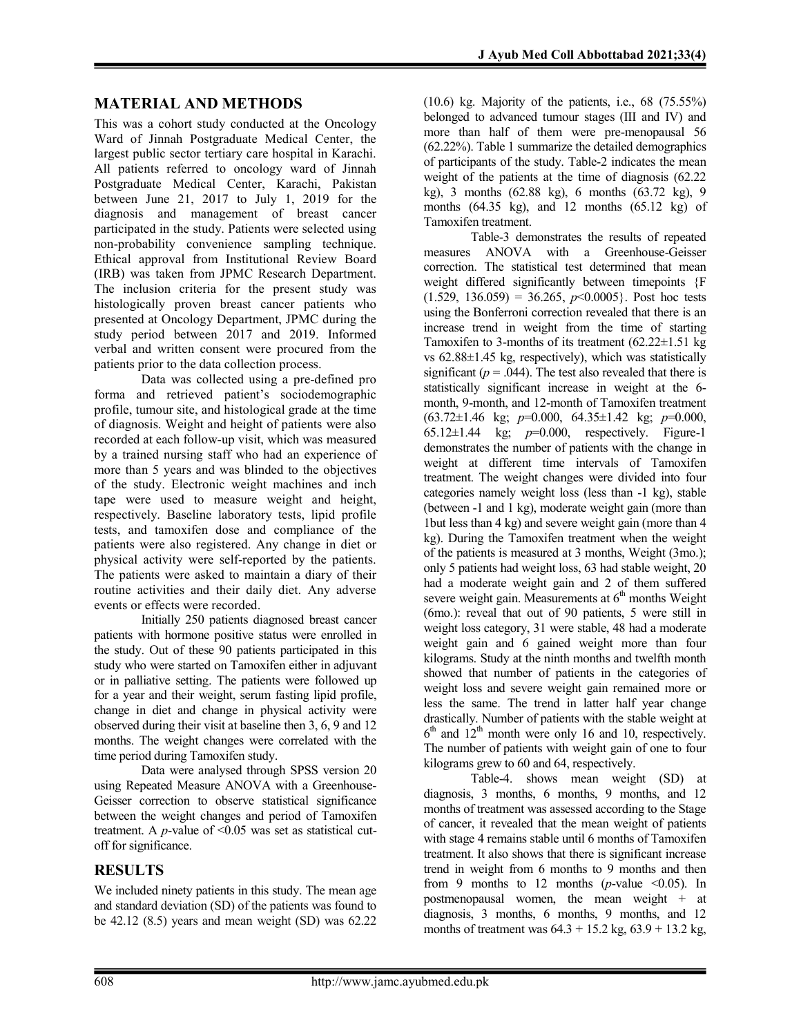## MATERIAL AND METHODS

This was a cohort study conducted at the Oncology Ward of Jinnah Postgraduate Medical Center, the largest public sector tertiary care hospital in Karachi. All patients referred to oncology ward of Jinnah Postgraduate Medical Center, Karachi, Pakistan between June 21, 2017 to July 1, 2019 for the diagnosis and management of breast cancer participated in the study. Patients were selected using non-probability convenience sampling technique. Ethical approval from Institutional Review Board (IRB) was taken from JPMC Research Department. The inclusion criteria for the present study was histologically proven breast cancer patients who presented at Oncology Department, JPMC during the study period between 2017 and 2019. Informed verbal and written consent were procured from the patients prior to the data collection process.

Data was collected using a pre-defined pro forma and retrieved patient's sociodemographic profile, tumour site, and histological grade at the time of diagnosis. Weight and height of patients were also recorded at each follow-up visit, which was measured by a trained nursing staff who had an experience of more than 5 years and was blinded to the objectives of the study. Electronic weight machines and inch tape were used to measure weight and height, respectively. Baseline laboratory tests, lipid profile tests, and tamoxifen dose and compliance of the patients were also registered. Any change in diet or physical activity were self-reported by the patients. The patients were asked to maintain a diary of their routine activities and their daily diet. Any adverse events or effects were recorded.

Initially 250 patients diagnosed breast cancer patients with hormone positive status were enrolled in the study. Out of these 90 patients participated in this study who were started on Tamoxifen either in adjuvant or in palliative setting. The patients were followed up for a year and their weight, serum fasting lipid profile, change in diet and change in physical activity were observed during their visit at baseline then 3, 6, 9 and 12 months. The weight changes were correlated with the time period during Tamoxifen study.

Data were analysed through SPSS version 20 using Repeated Measure ANOVA with a Greenhouse-Geisser correction to observe statistical significance between the weight changes and period of Tamoxifen treatment. A *p*-value of <0.05 was set as statistical cut-off for significance.

## RESULTS

We included ninety patients in this study. The mean age and standard deviation (SD) of the patients was found to be 42.12 (8.5) years and mean weight (SD) was 62.22 (10.6) kg. Majority of the patients, i.e., 68 (75.55%) belonged to advanced tumour stages (III and IV) and more than half of them were pre-menopausal 56 (62.22%). Table 1 summarize the detailed demographics of participants of the study. Table-2 indicates the mean weight of the patients at the time of diagnosis (62.22 kg), 3 months (62.88 kg), 6 months (63.72 kg), 9 months (64.35 kg), and 12 months (65.12 kg) of Tamoxifen treatment.

Table-3 demonstrates the results of repeated measures ANOVA with a Greenhouse-Geisser correction. The statistical test determined that mean weight differed significantly between timepoints {$F(1.529, 136.059) = 36.265$, $p<0.0005$}. Post hoc tests using the Bonferroni correction revealed that there is an increase trend in weight from the time of starting Tamoxifen to 3-months of its treatment (62.22±1.51 kg vs 62.88±1.45 kg, respectively), which was statistically significant ($p = .044$). The test also revealed that there is statistically significant increase in weight at the 6-month, 9-month, and 12-month of Tamoxifen treatment (63.72±1.46 kg; $p$=0.000, 64.35±1.42 kg; $p$=0.000, 65.12±1.44 kg; $p$=0.000, respectively. Figure-1 demonstrates the number of patients with the change in weight at different time intervals of Tamoxifen treatment. The weight changes were divided into four categories namely weight loss (less than -1 kg), stable (between -1 and 1 kg), moderate weight gain (more than 1but less than 4 kg) and severe weight gain (more than 4 kg). During the Tamoxifen treatment when the weight of the patients is measured at 3 months, Weight (3mo.); only 5 patients had weight loss, 63 had stable weight, 20 had a moderate weight gain and 2 of them suffered severe weight gain. Measurements at 6th months Weight (6mo.): reveal that out of 90 patients, 5 were still in weight loss category, 31 were stable, 48 had a moderate weight gain and 6 gained weight more than four kilograms. Study at the ninth months and twelfth month showed that number of patients in the categories of weight loss and severe weight gain remained more or less the same. The trend in latter half year change drastically. Number of patients with the stable weight at 6th and 12th month were only 16 and 10, respectively. The number of patients with weight gain of one to four kilograms grew to 60 and 64, respectively.

Table-4. shows mean weight (SD) at diagnosis, 3 months, 6 months, 9 months, and 12 months of treatment was assessed according to the Stage of cancer, it revealed that the mean weight of patients with stage 4 remains stable until 6 months of Tamoxifen treatment. It also shows that there is significant increase trend in weight from 6 months to 9 months and then from 9 months to 12 months ($p$-value <0.05). In postmenopausal women, the mean weight + at diagnosis, 3 months, 6 months, 9 months, and 12 months of treatment was 64.3 + 15.2 kg, 63.9 + 13.2 kg,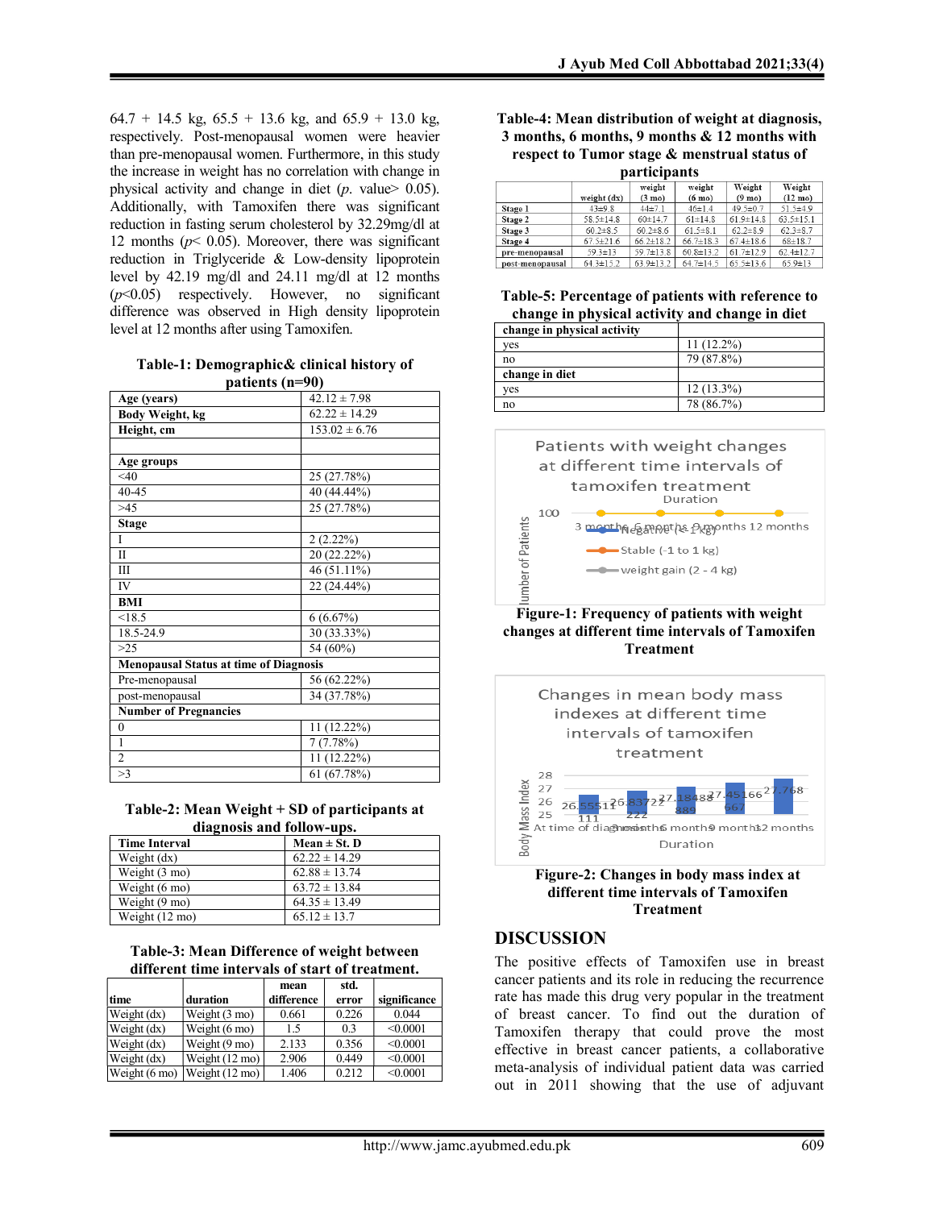64.7 + 14.5 kg, 65.5 + 13.6 kg, and 65.9 + 13.0 kg, respectively. Post-menopausal women were heavier than pre-menopausal women. Furthermore, in this study the increase in weight has no correlation with change in physical activity and change in diet (*p*. value> 0.05). Additionally, with Tamoxifen there was significant reduction in fasting serum cholesterol by 32.29mg/dl at 12 months (*p*< 0.05). Moreover, there was significant reduction in Triglyceride & Low-density lipoprotein level by 42.19 mg/dl and 24.11 mg/dl at 12 months (*p*<0.05) respectively. However, no significant difference was observed in High density lipoprotein level at 12 months after using Tamoxifen.

**Table-1: Demographic& clinical history of patients (n=90)**

| | |
|---|---|
| **Age (years)** | 42.12 ± 7.98 |
| **Body Weight, kg** | 62.22 ± 14.29 |
| **Height, cm** | 153.02 ± 6.76 |
| | |
| **Age groups** | |
| <40 | 25 (27.78%) |
| 40-45 | 40 (44.44%) |
| >45 | 25 (27.78%) |
| **Stage** | |
| I | 2 (2.22%) |
| II | 20 (22.22%) |
| III | 46 (51.11%) |
| IV | 22 (24.44%) |
| **BMI** | |
| <18.5 | 6 (6.67%) |
| 18.5-24.9 | 30 (33.33%) |
| >25 | 54 (60%) |
| **Menopausal Status at time of Diagnosis** | |
| Pre-menopausal | 56 (62.22%) |
| post-menopausal | 34 (37.78%) |
| **Number of Pregnancies** | |
| 0 | 11 (12.22%) |
| 1 | 7 (7.78%) |
| 2 | 11 (12.22%) |
| >3 | 61 (67.78%) |

**Table-2: Mean Weight + SD of participants at diagnosis and follow-ups.**

| Time Interval | Mean ± St. D |
|---|---|
| Weight (dx) | 62.22 ± 14.29 |
| Weight (3 mo) | 62.88 ± 13.74 |
| Weight (6 mo) | 63.72 ± 13.84 |
| Weight (9 mo) | 64.35 ± 13.49 |
| Weight (12 mo) | 65.12 ± 13.7 |

**Table-3: Mean Difference of weight between different time intervals of start of treatment.**

| time | duration | mean difference | std. error | significance |
|---|---|---|---|---|
| Weight (dx) | Weight (3 mo) | 0.661 | 0.226 | 0.044 |
| Weight (dx) | Weight (6 mo) | 1.5 | 0.3 | <0.0001 |
| Weight (dx) | Weight (9 mo) | 2.133 | 0.356 | <0.0001 |
| Weight (dx) | Weight (12 mo) | 2.906 | 0.449 | <0.0001 |
| Weight (6 mo) | Weight (12 mo) | 1.406 | 0.212 | <0.0001 |

**Table-4: Mean distribution of weight at diagnosis, 3 months, 6 months, 9 months & 12 months with respect to Tumor stage & menstrual status of participants**

| | weight (dx) | weight (3 mo) | weight (6 mo) | Weight (9 mo) | Weight (12 mo) |
|---|---|---|---|---|---|
| **Stage 1** | 43±9.8 | 44±7.1 | 46±1.4 | 49.5±0.7 | 51.5±4.9 |
| **Stage 2** | 58.5±14.8 | 60±14.7 | 61±14.8 | 61.9±14.8 | 63.5±15.1 |
| **Stage 3** | 60.2±8.5 | 60.2±8.6 | 61.5±8.1 | 62.2±8.9 | 62.3±8.7 |
| **Stage 4** | 67.5±21.6 | 66.2±18.2 | 66.7±18.3 | 67.4±18.6 | 68±18.7 |
| **pre-menopausal** | 59.3±13 | 59.7±13.8 | 60.8±13.2 | 61.7±12.9 | 62.4±12.7 |
| **post-menopausal** | 64.3±15.2 | 63.9±13.2 | 64.7±14.5 | 65.5±13.6 | 65.9±13 |

**Table-5: Percentage of patients with reference to change in physical activity and change in diet**

| | |
|---|---|
| **change in physical activity** | |
| yes | 11 (12.2%) |
| no | 79 (87.8%) |
| **change in diet** | |
| yes | 12 (13.3%) |
| no | 78 (86.7%) |

**Figure-1: Frequency of patients with weight changes at different time intervals of Tamoxifen Treatment**

**Figure-2: Changes in body mass index at different time intervals of Tamoxifen Treatment**

## DISCUSSION

The positive effects of Tamoxifen use in breast cancer patients and its role in reducing the recurrence rate has made this drug very popular in the treatment of breast cancer. To find out the duration of Tamoxifen therapy that could prove the most effective in breast cancer patients, a collaborative meta-analysis of individual patient data was carried out in 2011 showing that the use of adjuvant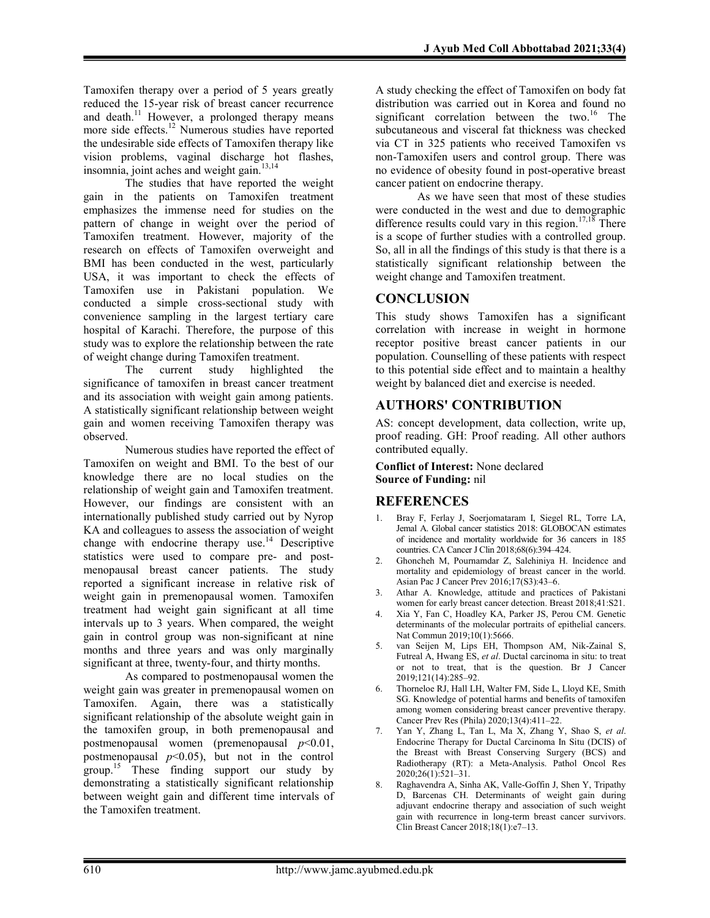Tamoxifen therapy over a period of 5 years greatly reduced the 15-year risk of breast cancer recurrence and death.[11] However, a prolonged therapy means more side effects.[12] Numerous studies have reported the undesirable side effects of Tamoxifen therapy like vision problems, vaginal discharge hot flashes, insomnia, joint aches and weight gain.[13,14]

The studies that have reported the weight gain in the patients on Tamoxifen treatment emphasizes the immense need for studies on the pattern of change in weight over the period of Tamoxifen treatment. However, majority of the research on effects of Tamoxifen overweight and BMI has been conducted in the west, particularly USA, it was important to check the effects of Tamoxifen use in Pakistani population. We conducted a simple cross-sectional study with convenience sampling in the largest tertiary care hospital of Karachi. Therefore, the purpose of this study was to explore the relationship between the rate of weight change during Tamoxifen treatment.

The current study highlighted the significance of tamoxifen in breast cancer treatment and its association with weight gain among patients. A statistically significant relationship between weight gain and women receiving Tamoxifen therapy was observed.

Numerous studies have reported the effect of Tamoxifen on weight and BMI. To the best of our knowledge there are no local studies on the relationship of weight gain and Tamoxifen treatment. However, our findings are consistent with an internationally published study carried out by Nyrop KA and colleagues to assess the association of weight change with endocrine therapy use.[14] Descriptive statistics were used to compare pre- and post-menopausal breast cancer patients. The study reported a significant increase in relative risk of weight gain in premenopausal women. Tamoxifen treatment had weight gain significant at all time intervals up to 3 years. When compared, the weight gain in control group was non-significant at nine months and three years and was only marginally significant at three, twenty-four, and thirty months.

As compared to postmenopausal women the weight gain was greater in premenopausal women on Tamoxifen. Again, there was a statistically significant relationship of the absolute weight gain in the tamoxifen group, in both premenopausal and postmenopausal women (premenopausal $p<0.01$, postmenopausal $p<0.05$), but not in the control group.[15] These finding support our study by demonstrating a statistically significant relationship between weight gain and different time intervals of the Tamoxifen treatment.

A study checking the effect of Tamoxifen on body fat distribution was carried out in Korea and found no significant correlation between the two.[16] The subcutaneous and visceral fat thickness was checked via CT in 325 patients who received Tamoxifen vs non-Tamoxifen users and control group. There was no evidence of obesity found in post-operative breast cancer patient on endocrine therapy.

As we have seen that most of these studies were conducted in the west and due to demographic difference results could vary in this region.[17,18] There is a scope of further studies with a controlled group. So, all in all the findings of this study is that there is a statistically significant relationship between the weight change and Tamoxifen treatment.

## CONCLUSION

This study shows Tamoxifen has a significant correlation with increase in weight in hormone receptor positive breast cancer patients in our population. Counselling of these patients with respect to this potential side effect and to maintain a healthy weight by balanced diet and exercise is needed.

## AUTHORS' CONTRIBUTION

AS: concept development, data collection, write up, proof reading. GH: Proof reading. All other authors contributed equally.

**Conflict of Interest:** None declared
**Source of Funding:** nil

## REFERENCES

1. Bray F, Ferlay J, Soerjomataram I, Siegel RL, Torre LA, Jemal A. Global cancer statistics 2018: GLOBOCAN estimates of incidence and mortality worldwide for 36 cancers in 185 countries. CA Cancer J Clin 2018;68(6):394–424.
2. Ghoncheh M, Pournamdar Z, Salehiniya H. Incidence and mortality and epidemiology of breast cancer in the world. Asian Pac J Cancer Prev 2016;17(S3):43–6.
3. Athar A. Knowledge, attitude and practices of Pakistani women for early breast cancer detection. Breast 2018;41:S21.
4. Xia Y, Fan C, Hoadley KA, Parker JS, Perou CM. Genetic determinants of the molecular portraits of epithelial cancers. Nat Commun 2019;10(1):5666.
5. van Seijen M, Lips EH, Thompson AM, Nik-Zainal S, Futreal A, Hwang ES, *et al*. Ductal carcinoma in situ: to treat or not to treat, that is the question. Br J Cancer 2019;121(14):285–92.
6. Thorneloe RJ, Hall LH, Walter FM, Side L, Lloyd KE, Smith SG. Knowledge of potential harms and benefits of tamoxifen among women considering breast cancer preventive therapy. Cancer Prev Res (Phila) 2020;13(4):411–22.
7. Yan Y, Zhang L, Tan L, Ma X, Zhang Y, Shao S, *et al*. Endocrine Therapy for Ductal Carcinoma In Situ (DCIS) of the Breast with Breast Conserving Surgery (BCS) and Radiotherapy (RT): a Meta-Analysis. Pathol Oncol Res 2020;26(1):521–31.
8. Raghavendra A, Sinha AK, Valle-Goffin J, Shen Y, Tripathy D, Barcenas CH. Determinants of weight gain during adjuvant endocrine therapy and association of such weight gain with recurrence in long-term breast cancer survivors. Clin Breast Cancer 2018;18(1):e7–13.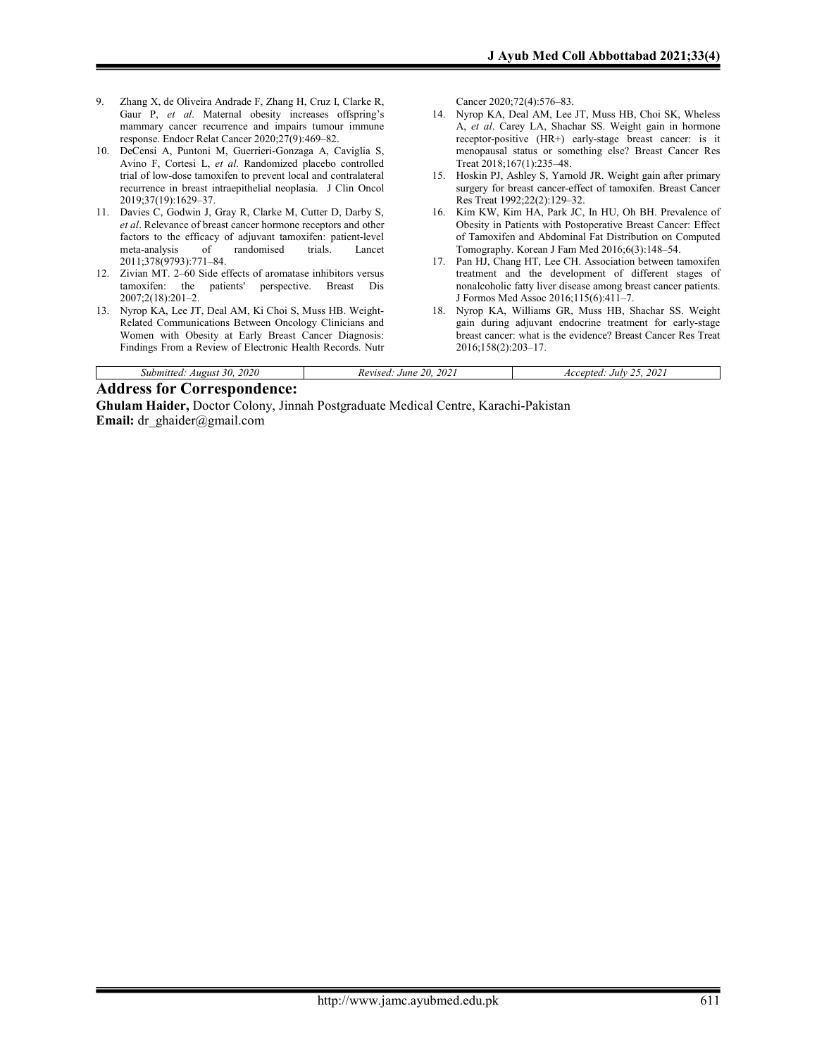9. Zhang X, de Oliveira Andrade F, Zhang H, Cruz I, Clarke R, Gaur P, *et al*. Maternal obesity increases offspring's mammary cancer recurrence and impairs tumour immune response. Endocr Relat Cancer 2020;27(9):469–82.
10. DeCensi A, Puntoni M, Guerrieri-Gonzaga A, Caviglia S, Avino F, Cortesi L, *et al*. Randomized placebo controlled trial of low-dose tamoxifen to prevent local and contralateral recurrence in breast intraepithelial neoplasia. J Clin Oncol 2019;37(19):1629–37.
11. Davies C, Godwin J, Gray R, Clarke M, Cutter D, Darby S, *et al*. Relevance of breast cancer hormone receptors and other factors to the efficacy of adjuvant tamoxifen: patient-level meta-analysis of randomised trials. Lancet 2011;378(9793):771–84.
12. Zivian MT. 2–60 Side effects of aromatase inhibitors versus tamoxifen: the patients' perspective. Breast Dis 2007;2(18):201–2.
13. Nyrop KA, Lee JT, Deal AM, Ki Choi S, Muss HB. Weight-Related Communications Between Oncology Clinicians and Women with Obesity at Early Breast Cancer Diagnosis: Findings From a Review of Electronic Health Records. Nutr Cancer 2020;72(4):576–83.
14. Nyrop KA, Deal AM, Lee JT, Muss HB, Choi SK, Wheless A, *et al*. Carey LA, Shachar SS. Weight gain in hormone receptor-positive (HR+) early-stage breast cancer: is it menopausal status or something else? Breast Cancer Res Treat 2018;167(1):235–48.
15. Hoskin PJ, Ashley S, Yarnold JR. Weight gain after primary surgery for breast cancer-effect of tamoxifen. Breast Cancer Res Treat 1992;22(2):129–32.
16. Kim KW, Kim HA, Park JC, In HU, Oh BH. Prevalence of Obesity in Patients with Postoperative Breast Cancer: Effect of Tamoxifen and Abdominal Fat Distribution on Computed Tomography. Korean J Fam Med 2016;6(3):148–54.
17. Pan HJ, Chang HT, Lee CH. Association between tamoxifen treatment and the development of different stages of nonalcoholic fatty liver disease among breast cancer patients. J Formos Med Assoc 2016;115(6):411–7.
18. Nyrop KA, Williams GR, Muss HB, Shachar SS. Weight gain during adjuvant endocrine treatment for early-stage breast cancer: what is the evidence? Breast Cancer Res Treat 2016;158(2):203–17.

| | | |
|---|---|---|
| *Submitted: August 30, 2020* | *Revised: June 20, 2021* | *Accepted: July 25, 2021* |

## Address for Correspondence:

**Ghulam Haider,** Doctor Colony, Jinnah Postgraduate Medical Centre, Karachi-Pakistan
**Email:** dr_ghaider@gmail.com